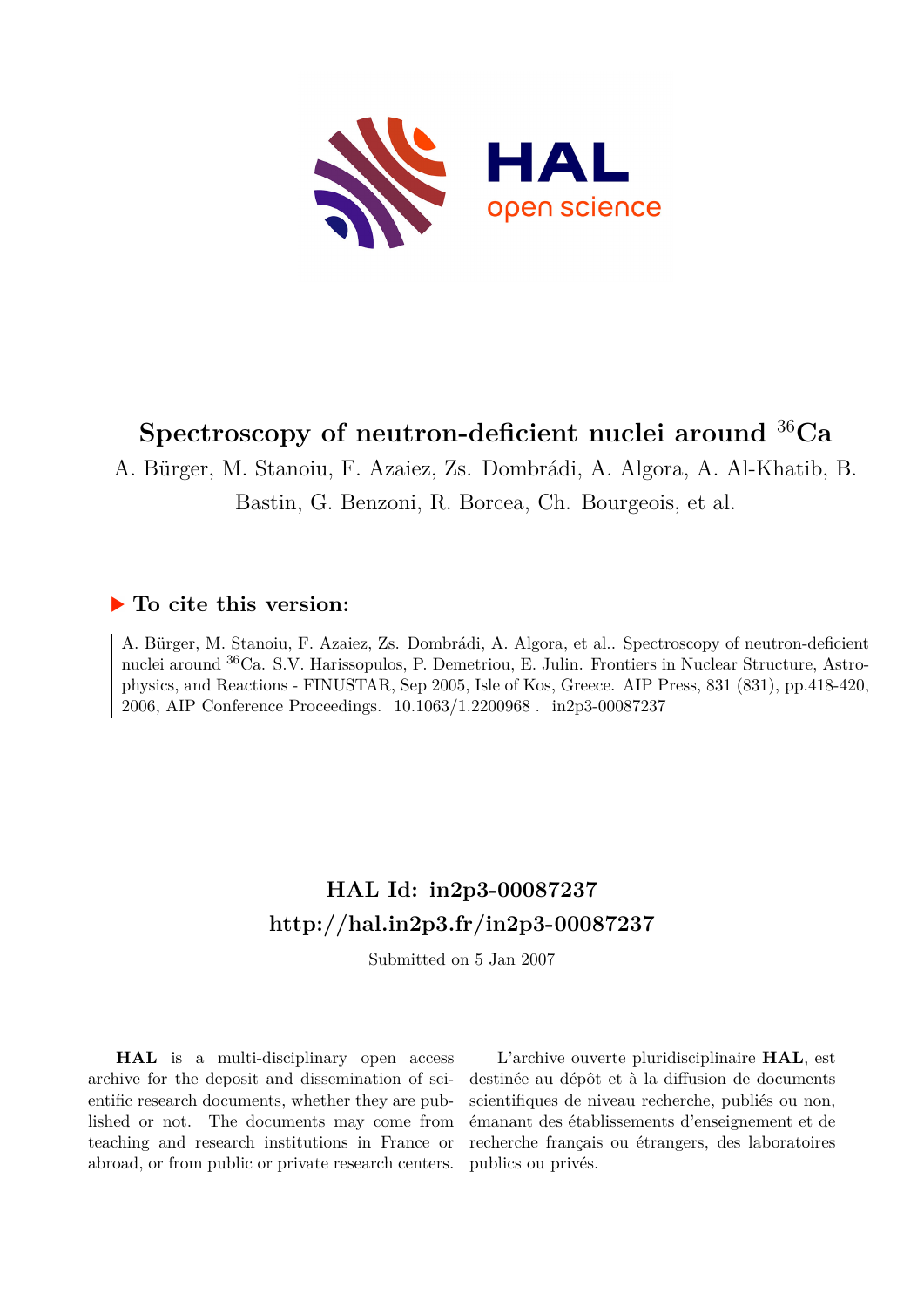# Spectroscopy of neutron-deficient nuclei around $^{36}$Ca

A. Bürger, M. Stanoiu, F. Azaiez, Zs. Dombrádi, A. Algora, A. Al-Khatib, B. Bastin, G. Benzoni, R. Borcea, Ch. Bourgeois, et al.

## ▶ To cite this version:

A. Bürger, M. Stanoiu, F. Azaiez, Zs. Dombrádi, A. Algora, et al.. Spectroscopy of neutron-deficient nuclei around $^{36}$Ca. S.V. Harissopulos, P. Demetriou, E. Julin. Frontiers in Nuclear Structure, Astrophysics, and Reactions - FINUSTAR, Sep 2005, Isle of Kos, Greece. AIP Press, 831 (831), pp.418-420, 2006, AIP Conference Proceedings. 10.1063/1.2200968 . in2p3-00087237

## HAL Id: in2p3-00087237

## http://hal.in2p3.fr/in2p3-00087237

Submitted on 5 Jan 2007

**HAL** is a multi-disciplinary open access archive for the deposit and dissemination of scientific research documents, whether they are published or not. The documents may come from teaching and research institutions in France or abroad, or from public or private research centers.

L'archive ouverte pluridisciplinaire **HAL**, est destinée au dépôt et à la diffusion de documents scientifiques de niveau recherche, publiés ou non, émanant des établissements d'enseignement et de recherche français ou étrangers, des laboratoires publics ou privés.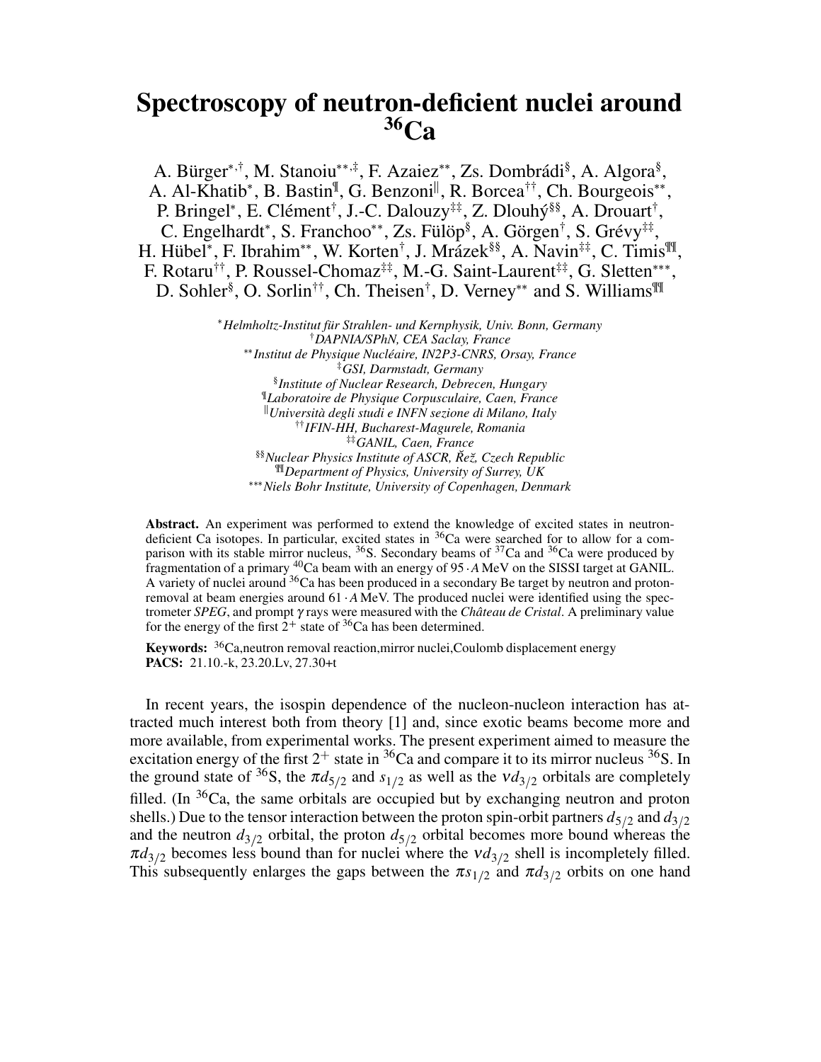# Spectroscopy of neutron-deficient nuclei around $^{36}$Ca

A. Bürger[*,†], M. Stanoiu[**,‡], F. Azaiez[**], Zs. Dombrádi[§], A. Algora[§], A. Al-Khatib[*], B. Bastin[¶], G. Benzoni[||], R. Borcea[††], Ch. Bourgeois[**], P. Bringel[*], E. Clément[†], J.-C. Dalouzy[‡‡], Z. Dlouhý[§§], A. Drouart[†], C. Engelhardt[*], S. Franchoo[**], Zs. Fülöp[§], A. Görgen[†], S. Grévy[‡‡], H. Hübel[*], F. Ibrahim[**], W. Korten[†], J. Mrázek[§§], A. Navin[‡‡], C. Timis[¶¶], F. Rotaru[††], P. Roussel-Chomaz[‡‡], M.-G. Saint-Laurent[‡‡], G. Sletten[***], D. Sohler[§], O. Sorlin[††], Ch. Theisen[†], D. Verney[**] and S. Williams[¶¶]

[*] *Helmholtz-Institut für Strahlen- und Kernphysik, Univ. Bonn, Germany*
[†] *DAPNIA/SPhN, CEA Saclay, France*
[**] *Institut de Physique Nucléaire, IN2P3-CNRS, Orsay, France*
[‡] *GSI, Darmstadt, Germany*
[§] *Institute of Nuclear Research, Debrecen, Hungary*
[¶] *Laboratoire de Physique Corpusculaire, Caen, France*
[||] *Università degli studi e INFN sezione di Milano, Italy*
[††] *IFIN-HH, Bucharest-Magurele, Romania*
[‡‡] *GANIL, Caen, France*
[§§] *Nuclear Physics Institute of ASCR, Řež, Czech Republic*
[¶¶] *Department of Physics, University of Surrey, UK*
[***] *Niels Bohr Institute, University of Copenhagen, Denmark*

**Abstract.** An experiment was performed to extend the knowledge of excited states in neutron-deficient Ca isotopes. In particular, excited states in $^{36}$Ca were searched for to allow for a comparison with its stable mirror nucleus, $^{36}$S. Secondary beams of $^{37}$Ca and $^{36}$Ca were produced by fragmentation of a primary $^{40}$Ca beam with an energy of $95 \cdot A$ MeV on the SISSI target at GANIL. A variety of nuclei around $^{36}$Ca has been produced in a secondary Be target by neutron and proton-removal at beam energies around $61 \cdot A$ MeV. The produced nuclei were identified using the spectrometer *SPEG*, and prompt $\gamma$ rays were measured with the *Château de Cristal*. A preliminary value for the energy of the first $2^+$ state of $^{36}$Ca has been determined.

**Keywords:** $^{36}$Ca,neutron removal reaction,mirror nuclei,Coulomb displacement energy
**PACS:** 21.10.-k, 23.20.Lv, 27.30+t

In recent years, the isospin dependence of the nucleon-nucleon interaction has attracted much interest both from theory [1] and, since exotic beams become more and more available, from experimental works. The present experiment aimed to measure the excitation energy of the first $2^+$ state in $^{36}$Ca and compare it to its mirror nucleus $^{36}$S. In the ground state of $^{36}$S, the $\pi d_{5/2}$ and $s_{1/2}$ as well as the $\nu d_{3/2}$ orbitals are completely filled. (In $^{36}$Ca, the same orbitals are occupied but by exchanging neutron and proton shells.) Due to the tensor interaction between the proton spin-orbit partners $d_{5/2}$ and $d_{3/2}$ and the neutron $d_{3/2}$ orbital, the proton $d_{5/2}$ orbital becomes more bound whereas the $\pi d_{3/2}$ becomes less bound than for nuclei where the $\nu d_{3/2}$ shell is incompletely filled. This subsequently enlarges the gaps between the $\pi s_{1/2}$ and $\pi d_{3/2}$ orbits on one hand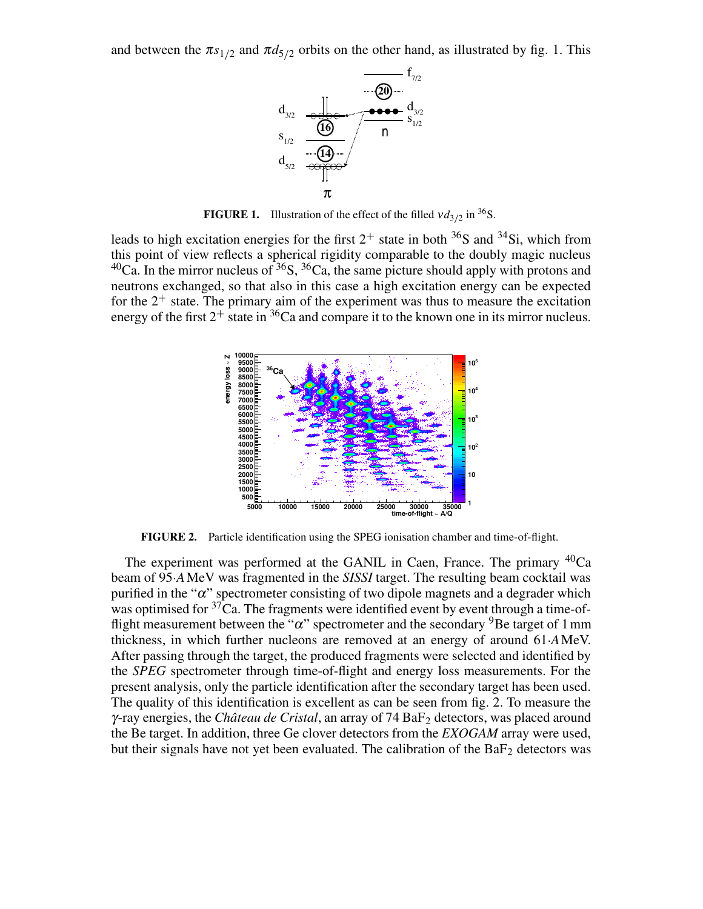and between the $\pi s_{1/2}$ and $\pi d_{5/2}$ orbits on the other hand, as illustrated by fig. 1. This

**FIGURE 1.** Illustration of the effect of the filled $\nu d_{3/2}$ in $^{36}$S.

leads to high excitation energies for the first $2^+$ state in both $^{36}$S and $^{34}$Si, which from this point of view reflects a spherical rigidity comparable to the doubly magic nucleus $^{40}$Ca. In the mirror nucleus of $^{36}$S, $^{36}$Ca, the same picture should apply with protons and neutrons exchanged, so that also in this case a high excitation energy can be expected for the $2^+$ state. The primary aim of the experiment was thus to measure the excitation energy of the first $2^+$ state in $^{36}$Ca and compare it to the known one in its mirror nucleus.

**FIGURE 2.** Particle identification using the SPEG ionisation chamber and time-of-flight.

The experiment was performed at the GANIL in Caen, France. The primary $^{40}$Ca beam of 95·*A* MeV was fragmented in the *SISSI* target. The resulting beam cocktail was purified in the "$\alpha$" spectrometer consisting of two dipole magnets and a degrader which was optimised for $^{37}$Ca. The fragments were identified event by event through a time-of-flight measurement between the "$\alpha$" spectrometer and the secondary $^{9}$Be target of 1 mm thickness, in which further nucleons are removed at an energy of around 61·*A* MeV. After passing through the target, the produced fragments were selected and identified by the *SPEG* spectrometer through time-of-flight and energy loss measurements. For the present analysis, only the particle identification after the secondary target has been used. The quality of this identification is excellent as can be seen from fig. 2. To measure the $\gamma$-ray energies, the *Château de Cristal*, an array of 74 $BaF_2$ detectors, was placed around the Be target. In addition, three Ge clover detectors from the *EXOGAM* array were used, but their signals have not yet been evaluated. The calibration of the $BaF_2$ detectors was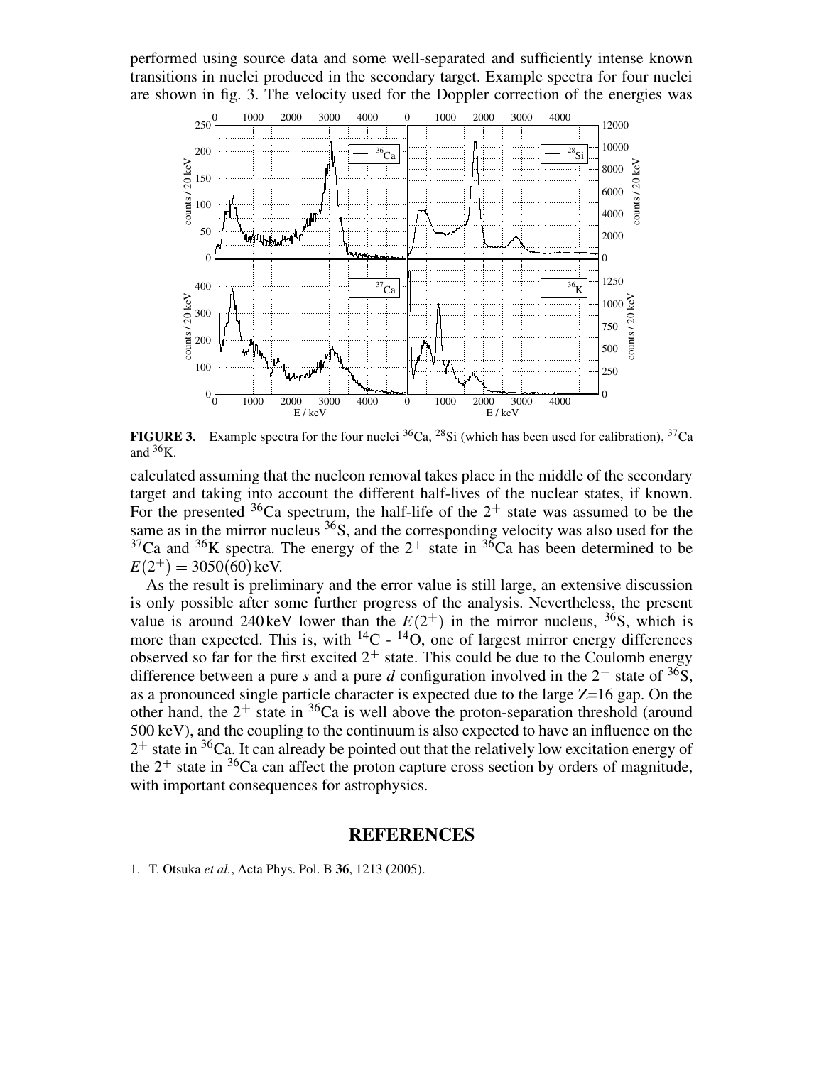performed using source data and some well-separated and sufficiently intense known transitions in nuclei produced in the secondary target. Example spectra for four nuclei are shown in fig. 3. The velocity used for the Doppler correction of the energies was

36Ca
28Si
37Ca
36K
counts / 20 keV
E / keV
0 1000 2000 3000 4000

**FIGURE 3.** Example spectra for the four nuclei $^{36}$Ca, $^{28}$Si (which has been used for calibration), $^{37}$Ca and $^{36}$K.

calculated assuming that the nucleon removal takes place in the middle of the secondary target and taking into account the different half-lives of the nuclear states, if known. For the presented $^{36}$Ca spectrum, the half-life of the $2^+$ state was assumed to be the same as in the mirror nucleus $^{36}$S, and the corresponding velocity was also used for the $^{37}$Ca and $^{36}$K spectra. The energy of the $2^+$ state in $^{36}$Ca has been determined to be $E(2^+) = 3050(60)\,\text{keV}$.

As the result is preliminary and the error value is still large, an extensive discussion is only possible after some further progress of the analysis. Nevertheless, the present value is around 240 keV lower than the $E(2^+)$ in the mirror nucleus, $^{36}$S, which is more than expected. This is, with $^{14}$C - $^{14}$O, one of largest mirror energy differences observed so far for the first excited $2^+$ state. This could be due to the Coulomb energy difference between a pure *s* and a pure *d* configuration involved in the $2^+$ state of $^{36}$S, as a pronounced single particle character is expected due to the large Z=16 gap. On the other hand, the $2^+$ state in $^{36}$Ca is well above the proton-separation threshold (around 500 keV), and the coupling to the continuum is also expected to have an influence on the $2^+$ state in $^{36}$Ca. It can already be pointed out that the relatively low excitation energy of the $2^+$ state in $^{36}$Ca can affect the proton capture cross section by orders of magnitude, with important consequences for astrophysics.

## REFERENCES

1. T. Otsuka *et al.*, Acta Phys. Pol. B **36**, 1213 (2005).